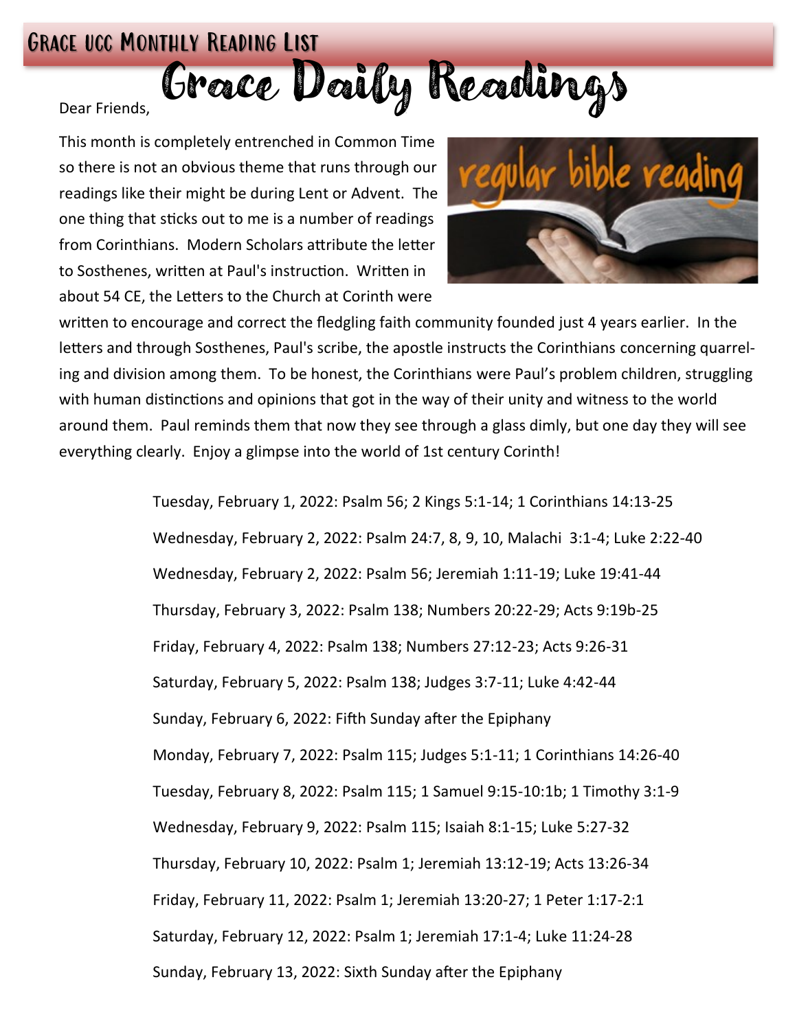# Grace UCC Monthly Reading List

## Grace Daily Readings

Dear Friends,

This month is completely entrenched in Common Time so there is not an obvious theme that runs through our readings like their might be during Lent or Advent. The one thing that sticks out to me is a number of readings from Corinthians. Modern Scholars attribute the letter to Sosthenes, written at Paul's instruction. Written in about 54 CE, the Letters to the Church at Corinth were written to encourage and correct the fledgling faith community founded just 4 years earlier. In the letters and through Sosthenes, Paul's scribe, the apostle instructs the Corinthians concerning quarreling and division among them. To be honest, the Corinthians were Paul's problem children, struggling with human distinctions and opinions that got in the way of their unity and witness to the world around them. Paul reminds them that now they see through a glass dimly, but one day they will see everything clearly. Enjoy a glimpse into the world of 1st century Corinth!

Tuesday, February 1, 2022: Psalm 56; 2 Kings 5:1-14; 1 Corinthians 14:13-25

Wednesday, February 2, 2022: Psalm 24:7, 8, 9, 10, Malachi 3:1-4; Luke 2:22-40

Wednesday, February 2, 2022: Psalm 56; Jeremiah 1:11-19; Luke 19:41-44

Thursday, February 3, 2022: Psalm 138; Numbers 20:22-29; Acts 9:19b-25

Friday, February 4, 2022: Psalm 138; Numbers 27:12-23; Acts 9:26-31

Saturday, February 5, 2022: Psalm 138; Judges 3:7-11; Luke 4:42-44

Sunday, February 6, 2022: Fifth Sunday after the Epiphany

Monday, February 7, 2022: Psalm 115; Judges 5:1-11; 1 Corinthians 14:26-40

Tuesday, February 8, 2022: Psalm 115; 1 Samuel 9:15-10:1b; 1 Timothy 3:1-9

Wednesday, February 9, 2022: Psalm 115; Isaiah 8:1-15; Luke 5:27-32

Thursday, February 10, 2022: Psalm 1; Jeremiah 13:12-19; Acts 13:26-34

Friday, February 11, 2022: Psalm 1; Jeremiah 13:20-27; 1 Peter 1:17-2:1

Saturday, February 12, 2022: Psalm 1; Jeremiah 17:1-4; Luke 11:24-28

Sunday, February 13, 2022: Sixth Sunday after the Epiphany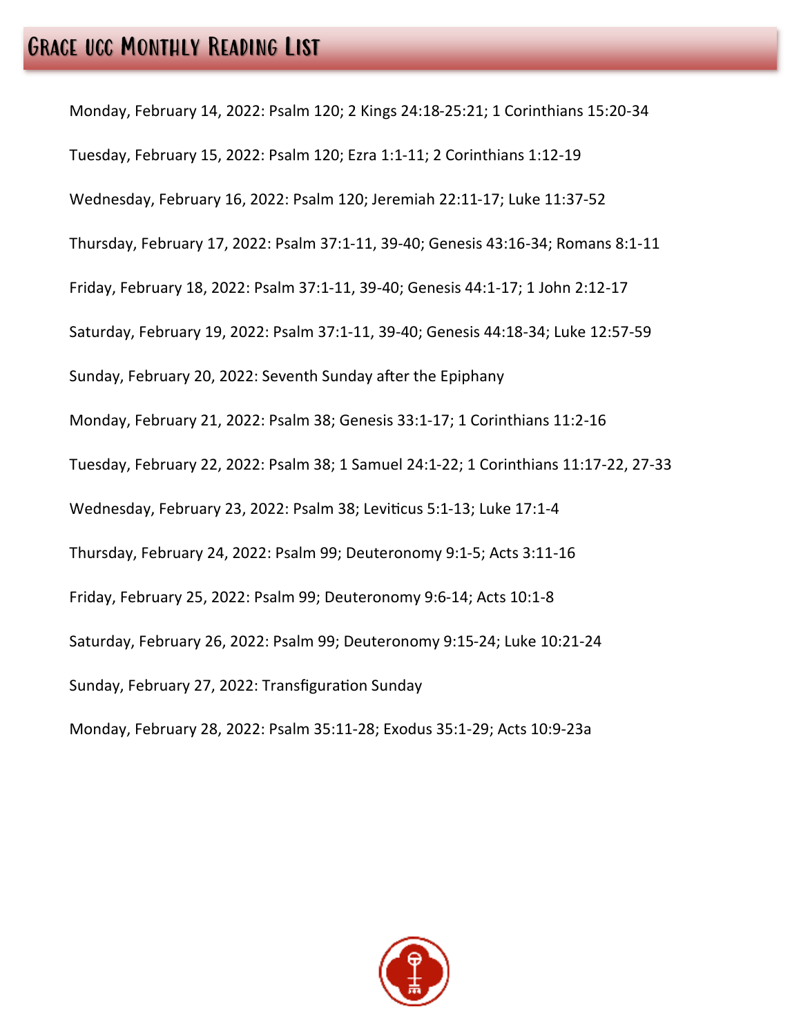# Grace UCC Monthly Reading List

Monday, February 14, 2022: Psalm 120; 2 Kings 24:18-25:21; 1 Corinthians 15:20-34

Tuesday, February 15, 2022: Psalm 120; Ezra 1:1-11; 2 Corinthians 1:12-19

Wednesday, February 16, 2022: Psalm 120; Jeremiah 22:11-17; Luke 11:37-52

Thursday, February 17, 2022: Psalm 37:1-11, 39-40; Genesis 43:16-34; Romans 8:1-11

Friday, February 18, 2022: Psalm 37:1-11, 39-40; Genesis 44:1-17; 1 John 2:12-17

Saturday, February 19, 2022: Psalm 37:1-11, 39-40; Genesis 44:18-34; Luke 12:57-59

Sunday, February 20, 2022: Seventh Sunday after the Epiphany

Monday, February 21, 2022: Psalm 38; Genesis 33:1-17; 1 Corinthians 11:2-16

Tuesday, February 22, 2022: Psalm 38; 1 Samuel 24:1-22; 1 Corinthians 11:17-22, 27-33

Wednesday, February 23, 2022: Psalm 38; Leviticus 5:1-13; Luke 17:1-4

Thursday, February 24, 2022: Psalm 99; Deuteronomy 9:1-5; Acts 3:11-16

Friday, February 25, 2022: Psalm 99; Deuteronomy 9:6-14; Acts 10:1-8

Saturday, February 26, 2022: Psalm 99; Deuteronomy 9:15-24; Luke 10:21-24

Sunday, February 27, 2022: Transfiguration Sunday

Monday, February 28, 2022: Psalm 35:11-28; Exodus 35:1-29; Acts 10:9-23a